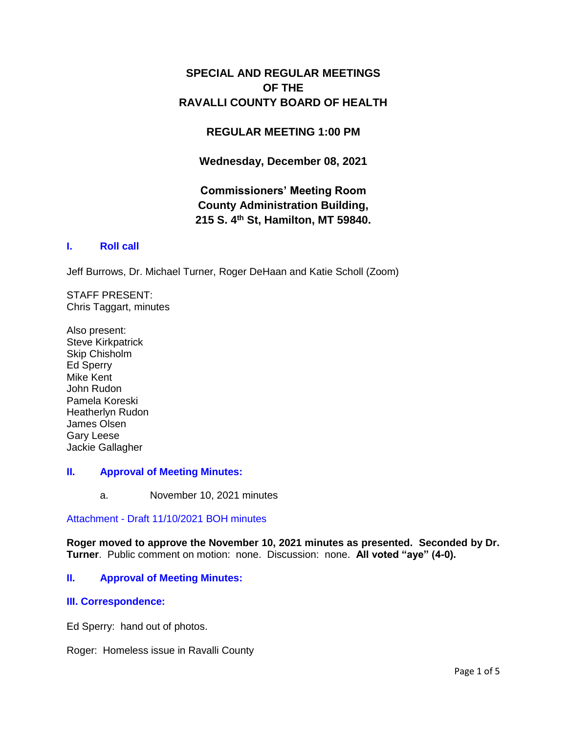# SPECIAL AND REGULAR MEETINGS OF THE RAVALLI COUNTY BOARD OF HEALTH

## REGULAR MEETING 1:00 PM

## Wednesday, December 08, 2021

## Commissioners' Meeting Room
## County Administration Building,
## 215 S. 4th St, Hamilton, MT 59840.

### I. Roll call

Jeff Burrows, Dr. Michael Turner, Roger DeHaan and Katie Scholl (Zoom)

STAFF PRESENT:
Chris Taggart, minutes

Also present:
Steve Kirkpatrick
Skip Chisholm
Ed Sperry
Mike Kent
John Rudon
Pamela Koreski
Heatherlyn Rudon
James Olsen
Gary Leese
Jackie Gallagher

### II. Approval of Meeting Minutes:

a. November 10, 2021 minutes

Attachment - Draft 11/10/2021 BOH minutes

**Roger moved to approve the November 10, 2021 minutes as presented. Seconded by Dr. Turner**. Public comment on motion: none. Discussion: none. **All voted "aye" (4-0).**

### II. Approval of Meeting Minutes:

### III. Correspondence:

Ed Sperry: hand out of photos.

Roger: Homeless issue in Ravalli County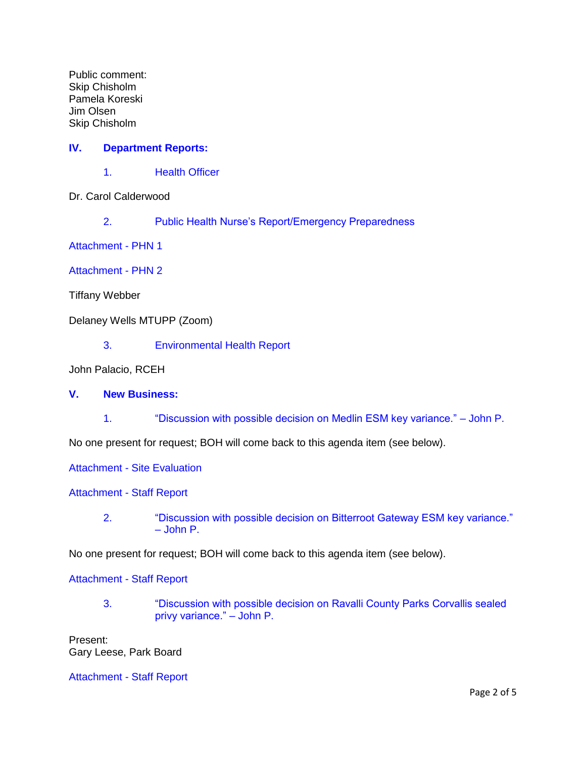Public comment:
Skip Chisholm
Pamela Koreski
Jim Olsen
Skip Chisholm

## IV. Department Reports:

### 1. Health Officer

Dr. Carol Calderwood

### 2. Public Health Nurse's Report/Emergency Preparedness

Attachment - PHN 1

Attachment - PHN 2

Tiffany Webber

Delaney Wells MTUPP (Zoom)

### 3. Environmental Health Report

John Palacio, RCEH

## V. New Business:

### 1. "Discussion with possible decision on Medlin ESM key variance." – John P.

No one present for request; BOH will come back to this agenda item (see below).

Attachment - Site Evaluation

Attachment - Staff Report

### 2. "Discussion with possible decision on Bitterroot Gateway ESM key variance." – John P.

No one present for request; BOH will come back to this agenda item (see below).

Attachment - Staff Report

### 3. "Discussion with possible decision on Ravalli County Parks Corvallis sealed privy variance." – John P.

Present:
Gary Leese, Park Board

Attachment - Staff Report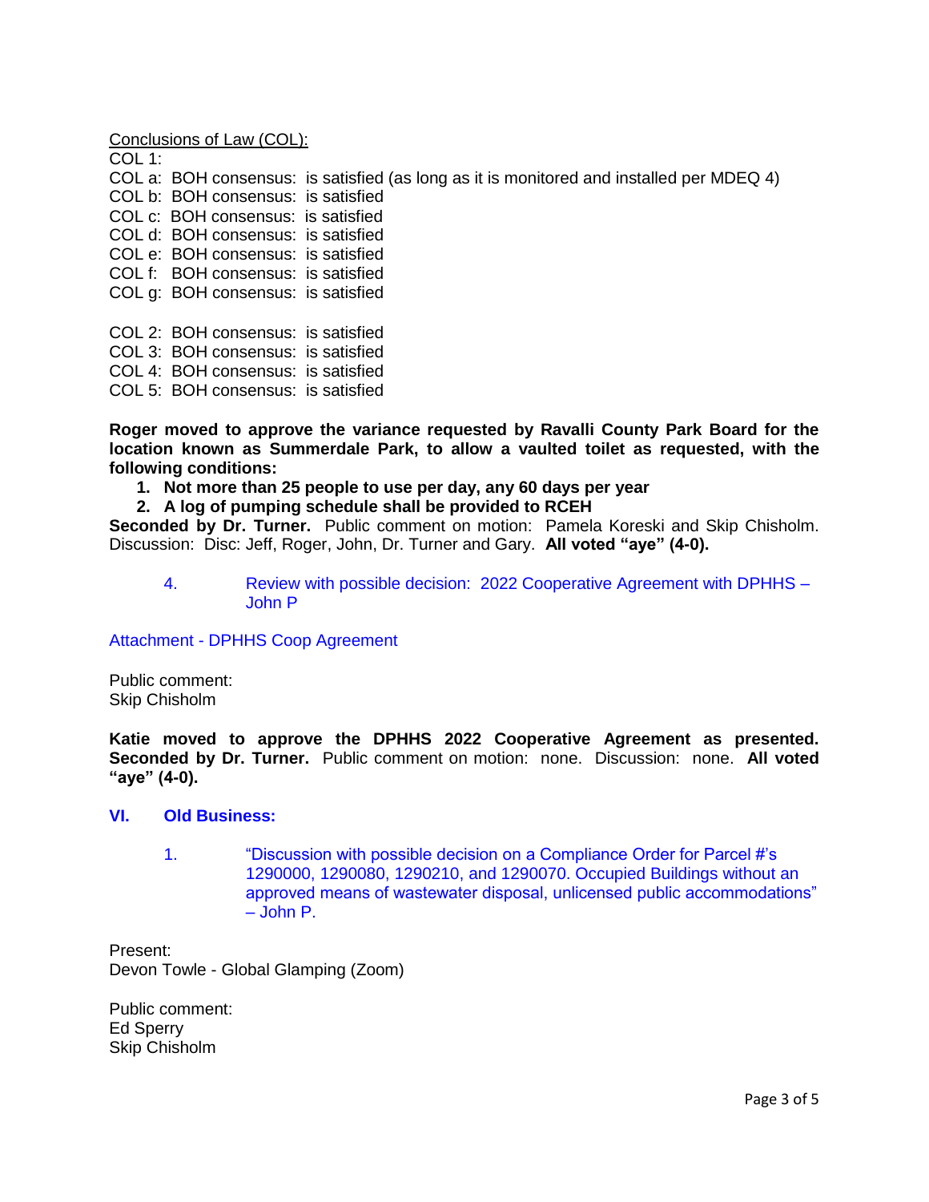Conclusions of Law (COL):

COL 1:
COL a: BOH consensus: is satisfied (as long as it is monitored and installed per MDEQ 4)
COL b: BOH consensus: is satisfied
COL c: BOH consensus: is satisfied
COL d: BOH consensus: is satisfied
COL e: BOH consensus: is satisfied
COL f: BOH consensus: is satisfied
COL g: BOH consensus: is satisfied

COL 2: BOH consensus: is satisfied
COL 3: BOH consensus: is satisfied
COL 4: BOH consensus: is satisfied
COL 5: BOH consensus: is satisfied

**Roger moved to approve the variance requested by Ravalli County Park Board for the location known as Summerdale Park, to allow a vaulted toilet as requested, with the following conditions:**

1. **Not more than 25 people to use per day, any 60 days per year**
2. **A log of pumping schedule shall be provided to RCEH**

**Seconded by Dr. Turner.** Public comment on motion: Pamela Koreski and Skip Chisholm. Discussion: Disc: Jeff, Roger, John, Dr. Turner and Gary. **All voted "aye" (4-0).**

4. Review with possible decision: 2022 Cooperative Agreement with DPHHS – John P

Attachment - DPHHS Coop Agreement

Public comment:
Skip Chisholm

**Katie moved to approve the DPHHS 2022 Cooperative Agreement as presented. Seconded by Dr. Turner.** Public comment on motion: none. Discussion: none. **All voted "aye" (4-0).**

## VI. Old Business:

1. "Discussion with possible decision on a Compliance Order for Parcel #'s 1290000, 1290080, 1290210, and 1290070. Occupied Buildings without an approved means of wastewater disposal, unlicensed public accommodations" – John P.

Present:
Devon Towle - Global Glamping (Zoom)

Public comment:
Ed Sperry
Skip Chisholm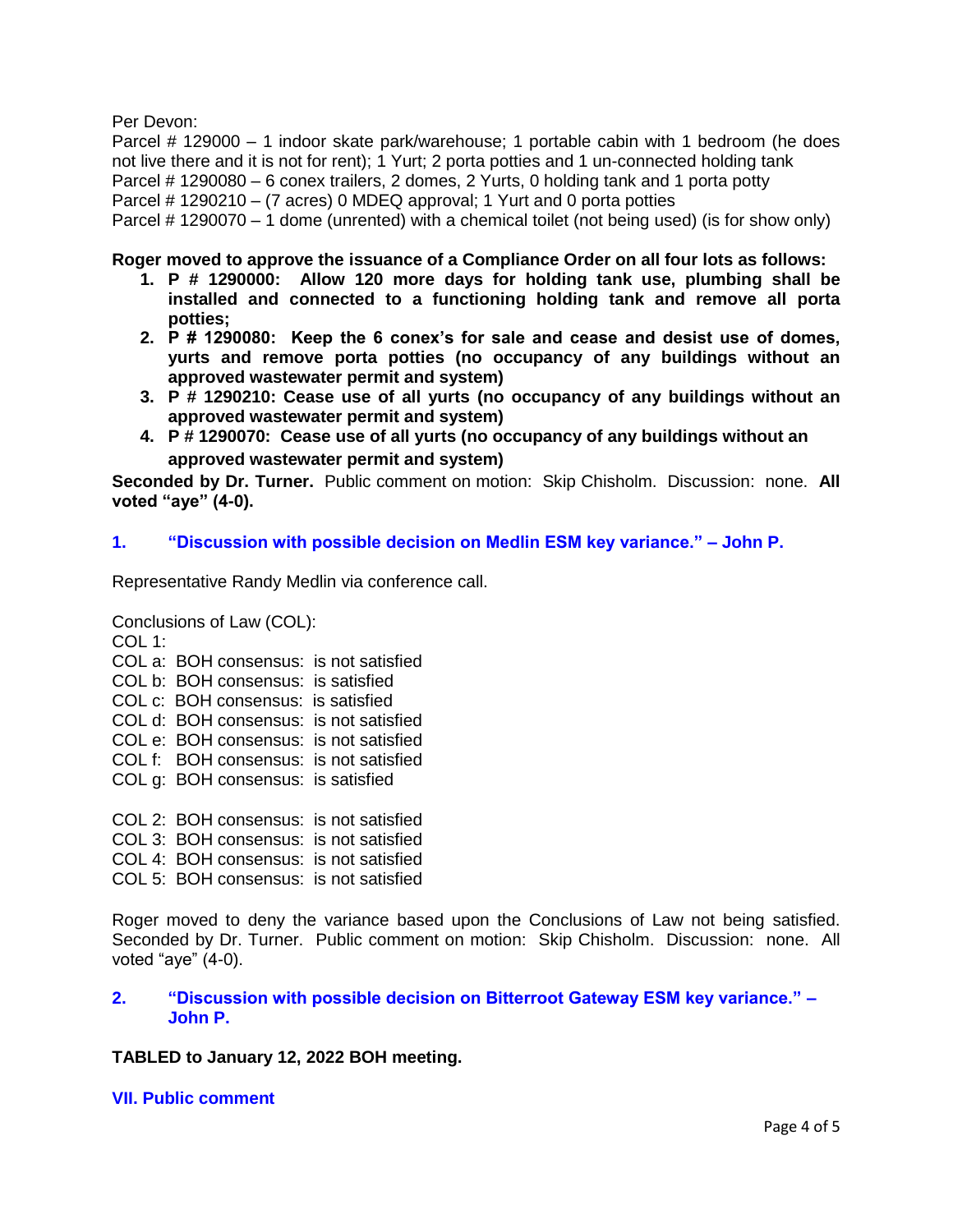Per Devon:
Parcel # 129000 – 1 indoor skate park/warehouse; 1 portable cabin with 1 bedroom (he does not live there and it is not for rent); 1 Yurt; 2 porta potties and 1 un-connected holding tank
Parcel # 1290080 – 6 conex trailers, 2 domes, 2 Yurts, 0 holding tank and 1 porta potty
Parcel # 1290210 – (7 acres) 0 MDEQ approval; 1 Yurt and 0 porta potties
Parcel # 1290070 – 1 dome (unrented) with a chemical toilet (not being used) (is for show only)

**Roger moved to approve the issuance of a Compliance Order on all four lots as follows:**

1. **P # 1290000: Allow 120 more days for holding tank use, plumbing shall be installed and connected to a functioning holding tank and remove all porta potties;**
2. **P # 1290080: Keep the 6 conex's for sale and cease and desist use of domes, yurts and remove porta potties (no occupancy of any buildings without an approved wastewater permit and system)**
3. **P # 1290210: Cease use of all yurts (no occupancy of any buildings without an approved wastewater permit and system)**
4. **P # 1290070: Cease use of all yurts (no occupancy of any buildings without an approved wastewater permit and system)**

**Seconded by Dr. Turner.** Public comment on motion: Skip Chisholm. Discussion: none. **All voted "aye" (4-0).**

### 1. "Discussion with possible decision on Medlin ESM key variance." – John P.

Representative Randy Medlin via conference call.

Conclusions of Law (COL):
COL 1:
COL a: BOH consensus: is not satisfied
COL b: BOH consensus: is satisfied
COL c: BOH consensus: is satisfied
COL d: BOH consensus: is not satisfied
COL e: BOH consensus: is not satisfied
COL f: BOH consensus: is not satisfied
COL g: BOH consensus: is satisfied

COL 2: BOH consensus: is not satisfied
COL 3: BOH consensus: is not satisfied
COL 4: BOH consensus: is not satisfied
COL 5: BOH consensus: is not satisfied

Roger moved to deny the variance based upon the Conclusions of Law not being satisfied. Seconded by Dr. Turner. Public comment on motion: Skip Chisholm. Discussion: none. All voted "aye" (4-0).

### 2. "Discussion with possible decision on Bitterroot Gateway ESM key variance." – John P.

**TABLED to January 12, 2022 BOH meeting.**

## VII. Public comment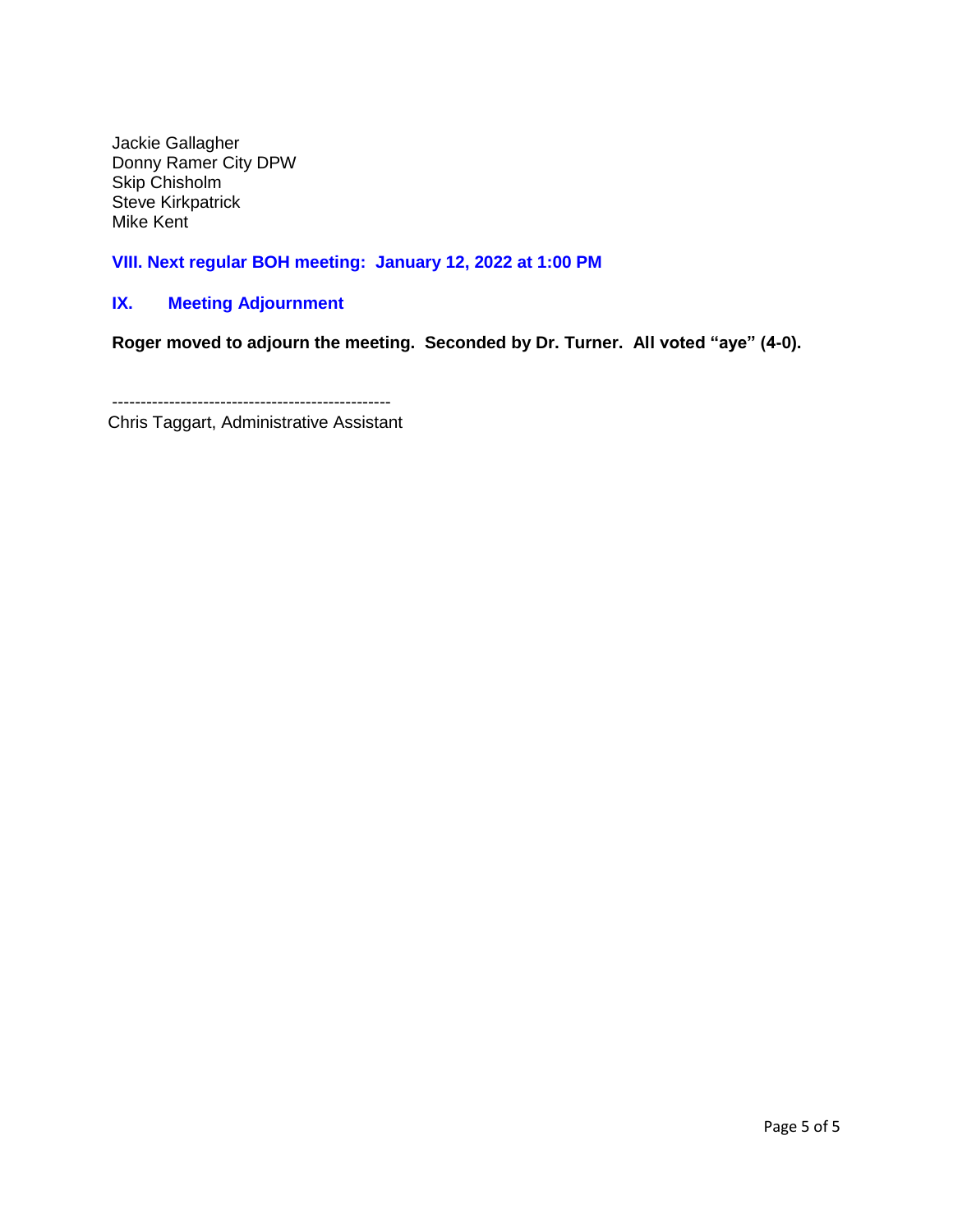Jackie Gallagher
Donny Ramer City DPW
Skip Chisholm
Steve Kirkpatrick
Mike Kent

## VIII. Next regular BOH meeting: January 12, 2022 at 1:00 PM

## IX. Meeting Adjournment

**Roger moved to adjourn the meeting. Seconded by Dr. Turner. All voted "aye" (4-0).**

--------------------------------------------------
Chris Taggart, Administrative Assistant